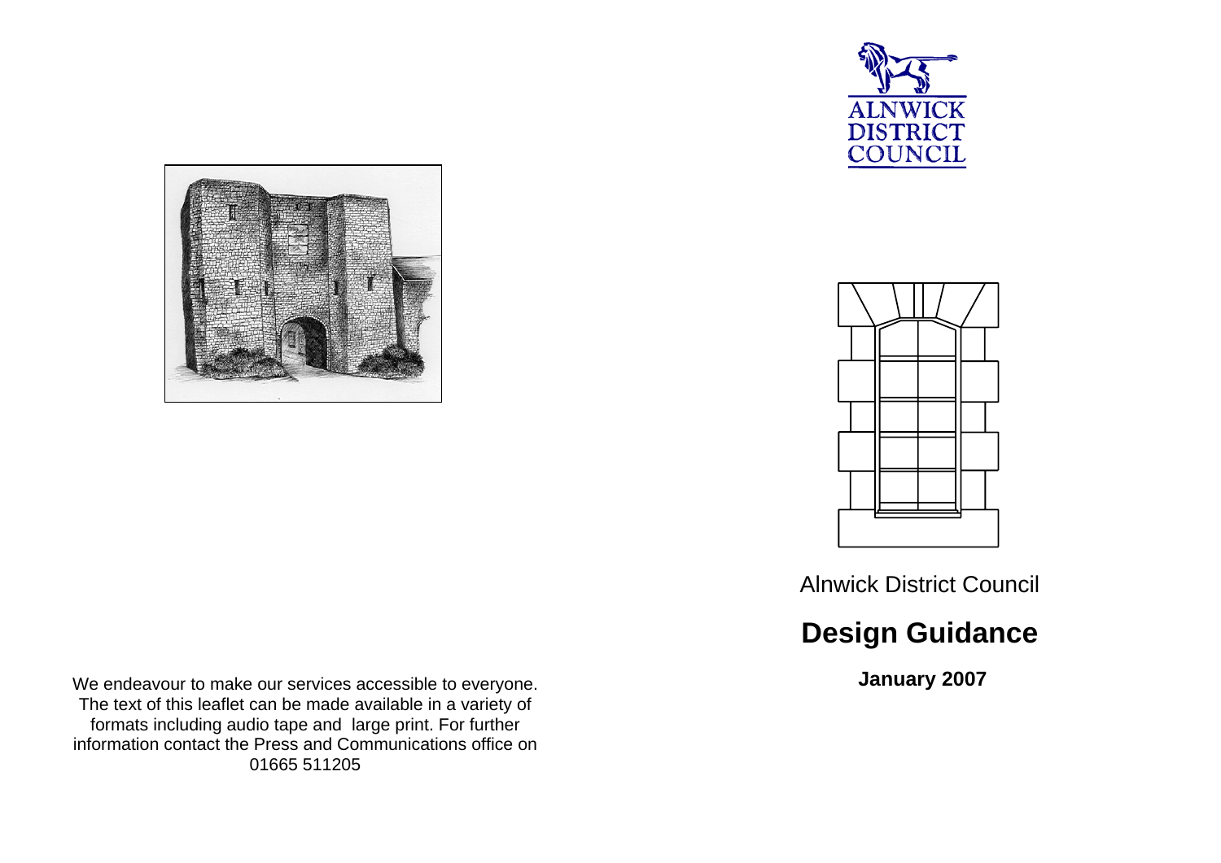ALNWICK DISTRICT COUNCIL

Alnwick District Council

# Design Guidance

**January 2007**

We endeavour to make our services accessible to everyone. The text of this leaflet can be made available in a variety of formats including audio tape and large print. For further information contact the Press and Communications office on 01665 511205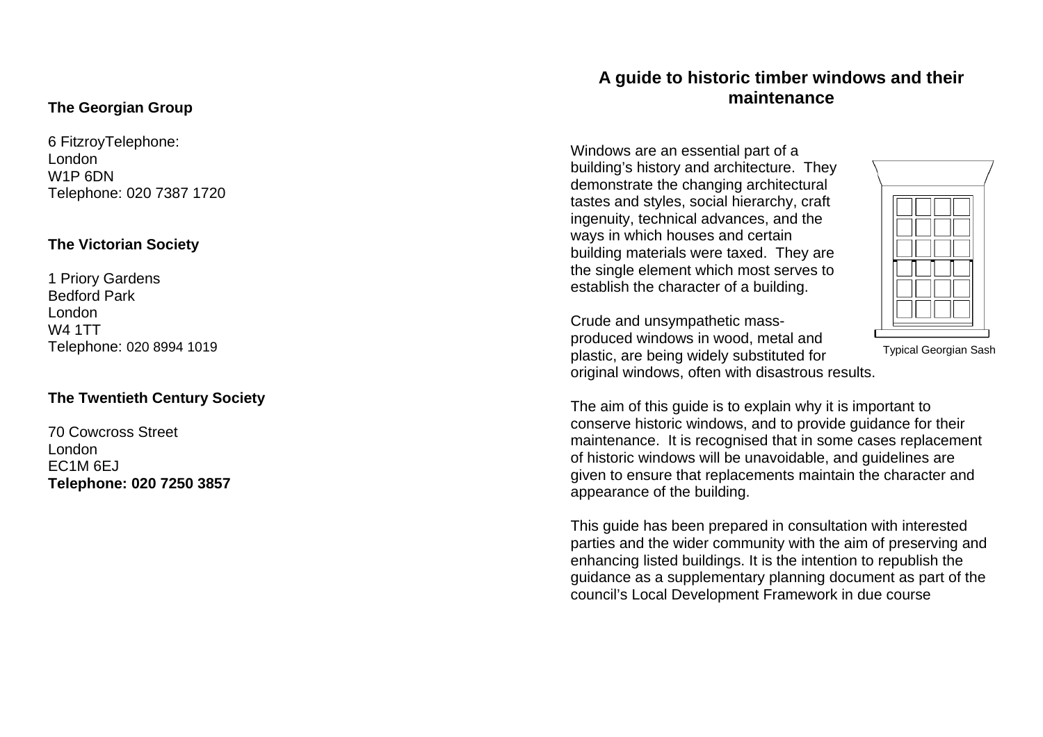**The Georgian Group**

6 FitzroyTelephone:
London
W1P 6DN
Telephone: 020 7387 1720

**The Victorian Society**

1 Priory Gardens
Bedford Park
London
W4 1TT
Telephone: 020 8994 1019

**The Twentieth Century Society**

70 Cowcross Street
London
EC1M 6EJ
**Telephone: 020 7250 3857**

## A guide to historic timber windows and their maintenance

Windows are an essential part of a building's history and architecture. They demonstrate the changing architectural tastes and styles, social hierarchy, craft ingenuity, technical advances, and the ways in which houses and certain building materials were taxed. They are the single element which most serves to establish the character of a building.

Typical Georgian Sash

Crude and unsympathetic mass-produced windows in wood, metal and plastic, are being widely substituted for original windows, often with disastrous results.

The aim of this guide is to explain why it is important to conserve historic windows, and to provide guidance for their maintenance. It is recognised that in some cases replacement of historic windows will be unavoidable, and guidelines are given to ensure that replacements maintain the character and appearance of the building.

This guide has been prepared in consultation with interested parties and the wider community with the aim of preserving and enhancing listed buildings. It is the intention to republish the guidance as a supplementary planning document as part of the council's Local Development Framework in due course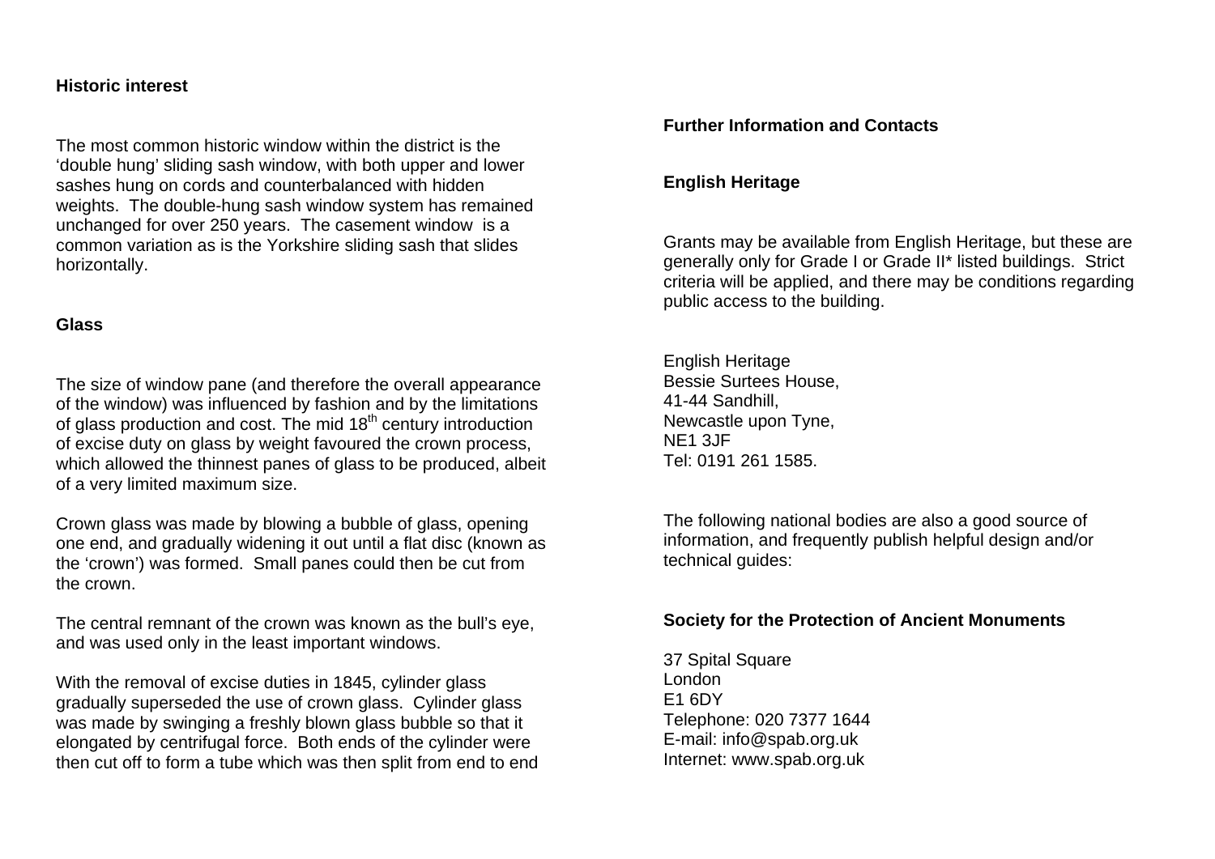**Historic interest**

The most common historic window within the district is the 'double hung' sliding sash window, with both upper and lower sashes hung on cords and counterbalanced with hidden weights. The double-hung sash window system has remained unchanged for over 250 years. The casement window is a common variation as is the Yorkshire sliding sash that slides horizontally.

**Glass**

The size of window pane (and therefore the overall appearance of the window) was influenced by fashion and by the limitations of glass production and cost. The mid 18th century introduction of excise duty on glass by weight favoured the crown process, which allowed the thinnest panes of glass to be produced, albeit of a very limited maximum size.

Crown glass was made by blowing a bubble of glass, opening one end, and gradually widening it out until a flat disc (known as the 'crown') was formed. Small panes could then be cut from the crown.

The central remnant of the crown was known as the bull's eye, and was used only in the least important windows.

With the removal of excise duties in 1845, cylinder glass gradually superseded the use of crown glass. Cylinder glass was made by swinging a freshly blown glass bubble so that it elongated by centrifugal force. Both ends of the cylinder were then cut off to form a tube which was then split from end to end

**Further Information and Contacts**

**English Heritage**

Grants may be available from English Heritage, but these are generally only for Grade I or Grade II* listed buildings. Strict criteria will be applied, and there may be conditions regarding public access to the building.

English Heritage
Bessie Surtees House,
41-44 Sandhill,
Newcastle upon Tyne,
NE1 3JF
Tel: 0191 261 1585.

The following national bodies are also a good source of information, and frequently publish helpful design and/or technical guides:

**Society for the Protection of Ancient Monuments**

37 Spital Square
London
E1 6DY
Telephone: 020 7377 1644
E-mail: info@spab.org.uk
Internet: www.spab.org.uk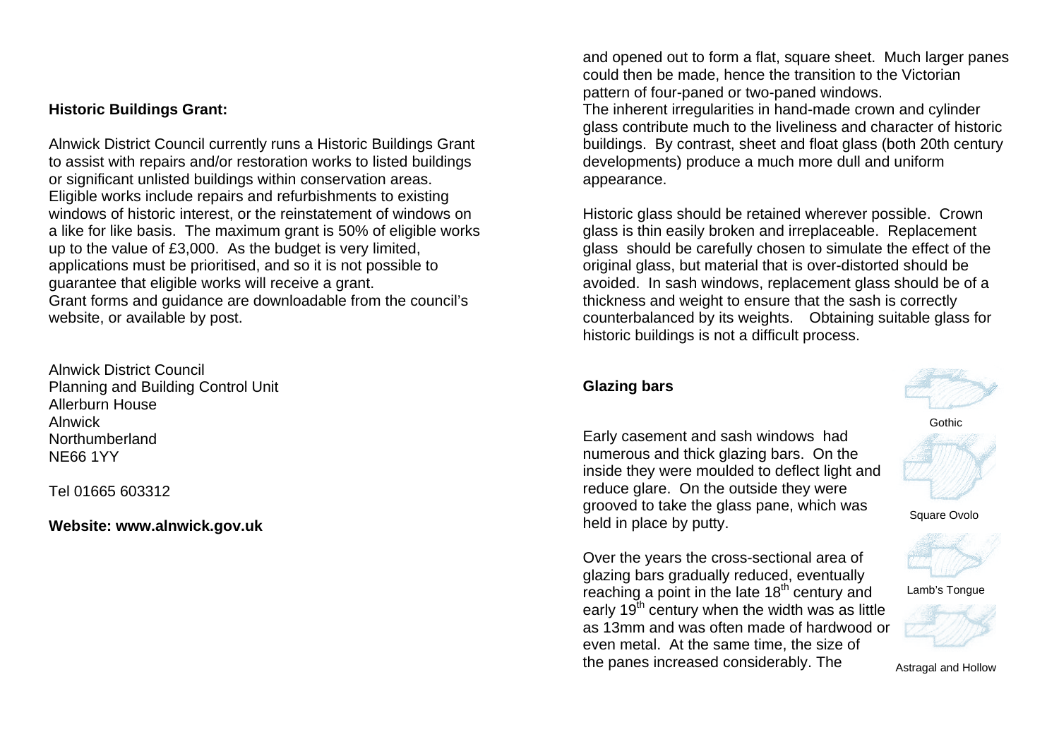## Historic Buildings Grant:

Alnwick District Council currently runs a Historic Buildings Grant to assist with repairs and/or restoration works to listed buildings or significant unlisted buildings within conservation areas. Eligible works include repairs and refurbishments to existing windows of historic interest, or the reinstatement of windows on a like for like basis. The maximum grant is 50% of eligible works up to the value of £3,000. As the budget is very limited, applications must be prioritised, and so it is not possible to guarantee that eligible works will receive a grant.
Grant forms and guidance are downloadable from the council's website, or available by post.

Alnwick District Council
Planning and Building Control Unit
Allerburn House
Alnwick
Northumberland
NE66 1YY

Tel 01665 603312

**Website: www.alnwick.gov.uk**

and opened out to form a flat, square sheet. Much larger panes could then be made, hence the transition to the Victorian pattern of four-paned or two-paned windows.
The inherent irregularities in hand-made crown and cylinder glass contribute much to the liveliness and character of historic buildings. By contrast, sheet and float glass (both 20th century developments) produce a much more dull and uniform appearance.

Historic glass should be retained wherever possible. Crown glass is thin easily broken and irreplaceable. Replacement glass should be carefully chosen to simulate the effect of the original glass, but material that is over-distorted should be avoided. In sash windows, replacement glass should be of a thickness and weight to ensure that the sash is correctly counterbalanced by its weights. Obtaining suitable glass for historic buildings is not a difficult process.

## Glazing bars

Early casement and sash windows had numerous and thick glazing bars. On the inside they were moulded to deflect light and reduce glare. On the outside they were grooved to take the glass pane, which was held in place by putty.

Over the years the cross-sectional area of glazing bars gradually reduced, eventually reaching a point in the late 18th century and early 19th century when the width was as little as 13mm and was often made of hardwood or even metal. At the same time, the size of the panes increased considerably. The

Gothic

Square Ovolo

Lamb's Tongue

Astragal and Hollow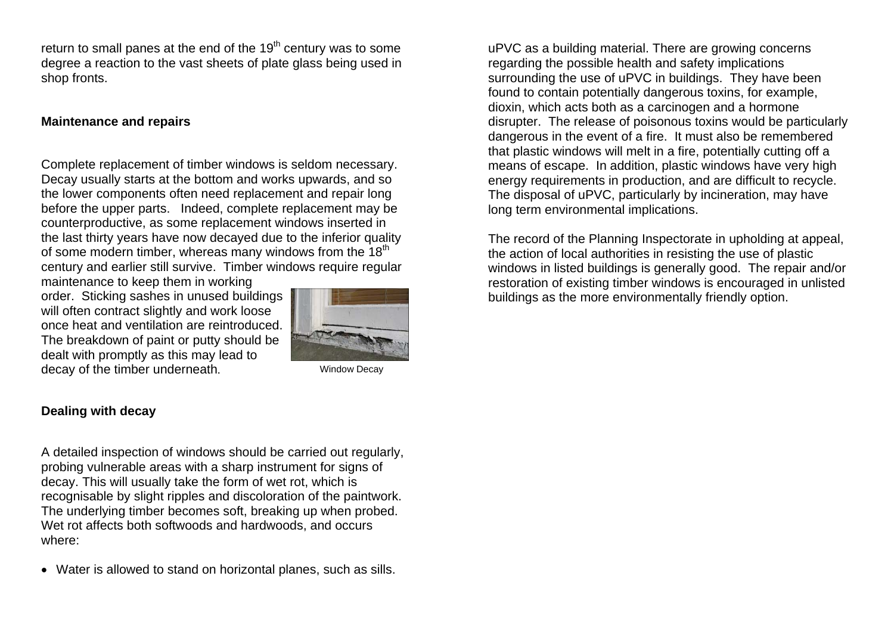return to small panes at the end of the 19th century was to some degree a reaction to the vast sheets of plate glass being used in shop fronts.

**Maintenance and repairs**

Complete replacement of timber windows is seldom necessary. Decay usually starts at the bottom and works upwards, and so the lower components often need replacement and repair long before the upper parts. Indeed, complete replacement may be counterproductive, as some replacement windows inserted in the last thirty years have now decayed due to the inferior quality of some modern timber, whereas many windows from the 18th century and earlier still survive. Timber windows require regular maintenance to keep them in working order. Sticking sashes in unused buildings will often contract slightly and work loose once heat and ventilation are reintroduced. The breakdown of paint or putty should be dealt with promptly as this may lead to decay of the timber underneath.

Window Decay

**Dealing with decay**

A detailed inspection of windows should be carried out regularly, probing vulnerable areas with a sharp instrument for signs of decay. This will usually take the form of wet rot, which is recognisable by slight ripples and discoloration of the paintwork. The underlying timber becomes soft, breaking up when probed. Wet rot affects both softwoods and hardwoods, and occurs where:

- Water is allowed to stand on horizontal planes, such as sills.

uPVC as a building material. There are growing concerns regarding the possible health and safety implications surrounding the use of uPVC in buildings. They have been found to contain potentially dangerous toxins, for example, dioxin, which acts both as a carcinogen and a hormone disrupter. The release of poisonous toxins would be particularly dangerous in the event of a fire. It must also be remembered that plastic windows will melt in a fire, potentially cutting off a means of escape. In addition, plastic windows have very high energy requirements in production, and are difficult to recycle. The disposal of uPVC, particularly by incineration, may have long term environmental implications.

The record of the Planning Inspectorate in upholding at appeal, the action of local authorities in resisting the use of plastic windows in listed buildings is generally good. The repair and/or restoration of existing timber windows is encouraged in unlisted buildings as the more environmentally friendly option.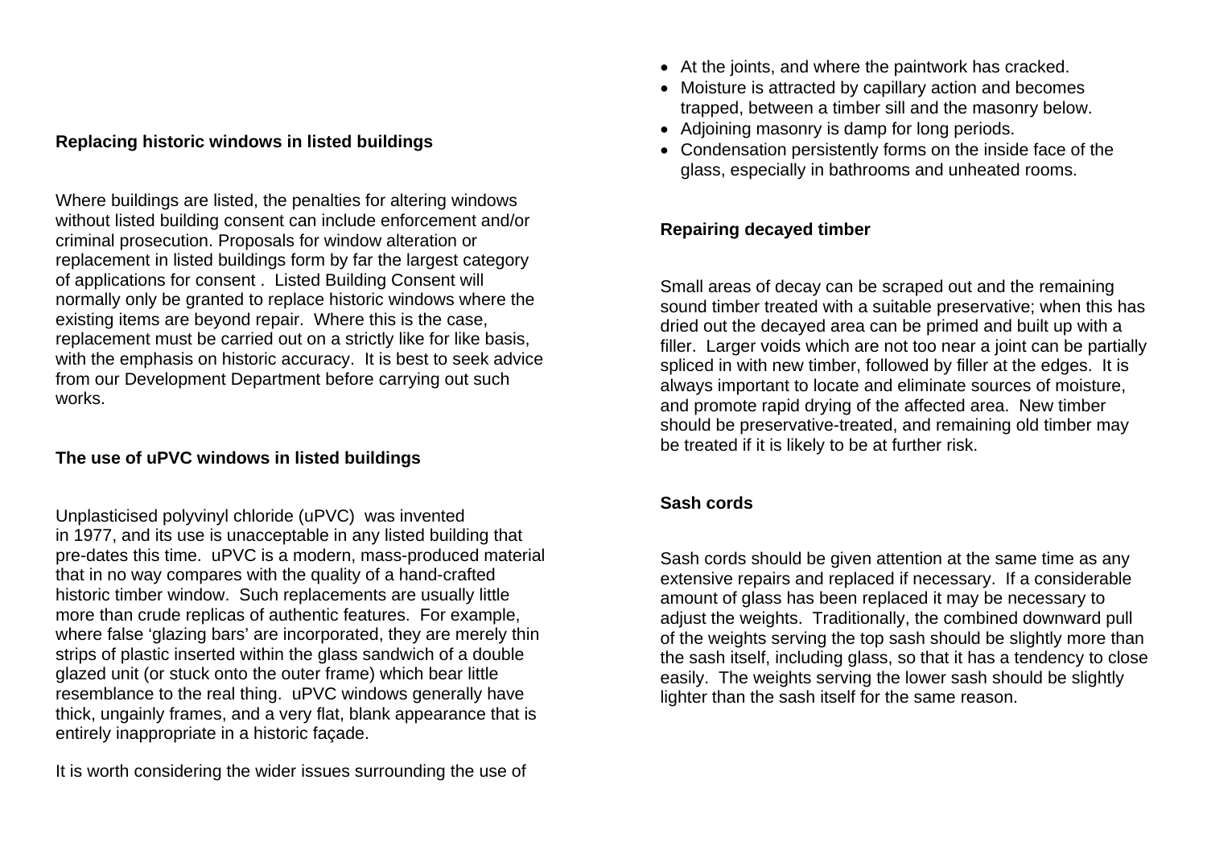## Replacing historic windows in listed buildings

Where buildings are listed, the penalties for altering windows without listed building consent can include enforcement and/or criminal prosecution. Proposals for window alteration or replacement in listed buildings form by far the largest category of applications for consent . Listed Building Consent will normally only be granted to replace historic windows where the existing items are beyond repair. Where this is the case, replacement must be carried out on a strictly like for like basis, with the emphasis on historic accuracy. It is best to seek advice from our Development Department before carrying out such works.

## The use of uPVC windows in listed buildings

Unplasticised polyvinyl chloride (uPVC) was invented in 1977, and its use is unacceptable in any listed building that pre-dates this time. uPVC is a modern, mass-produced material that in no way compares with the quality of a hand-crafted historic timber window. Such replacements are usually little more than crude replicas of authentic features. For example, where false 'glazing bars' are incorporated, they are merely thin strips of plastic inserted within the glass sandwich of a double glazed unit (or stuck onto the outer frame) which bear little resemblance to the real thing. uPVC windows generally have thick, ungainly frames, and a very flat, blank appearance that is entirely inappropriate in a historic façade.

It is worth considering the wider issues surrounding the use of

- At the joints, and where the paintwork has cracked.
- Moisture is attracted by capillary action and becomes trapped, between a timber sill and the masonry below.
- Adjoining masonry is damp for long periods.
- Condensation persistently forms on the inside face of the glass, especially in bathrooms and unheated rooms.

## Repairing decayed timber

Small areas of decay can be scraped out and the remaining sound timber treated with a suitable preservative; when this has dried out the decayed area can be primed and built up with a filler. Larger voids which are not too near a joint can be partially spliced in with new timber, followed by filler at the edges. It is always important to locate and eliminate sources of moisture, and promote rapid drying of the affected area. New timber should be preservative-treated, and remaining old timber may be treated if it is likely to be at further risk.

## Sash cords

Sash cords should be given attention at the same time as any extensive repairs and replaced if necessary. If a considerable amount of glass has been replaced it may be necessary to adjust the weights. Traditionally, the combined downward pull of the weights serving the top sash should be slightly more than the sash itself, including glass, so that it has a tendency to close easily. The weights serving the lower sash should be slightly lighter than the sash itself for the same reason.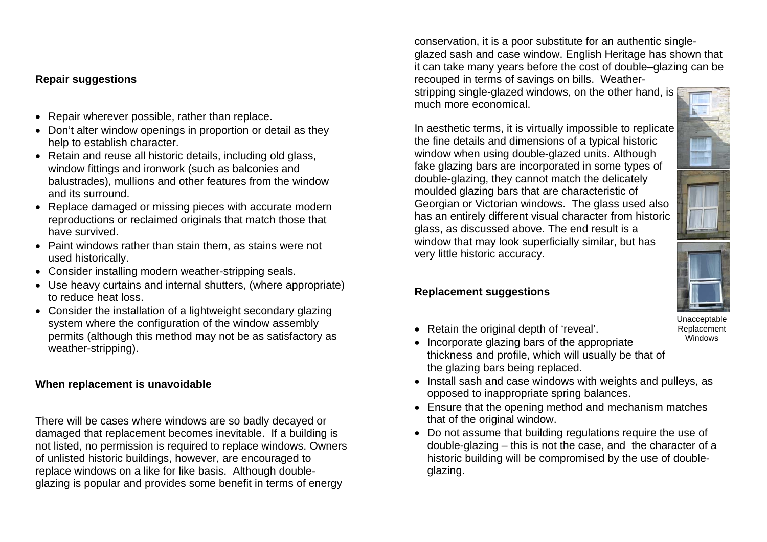### Repair suggestions

- Repair wherever possible, rather than replace.
- Don't alter window openings in proportion or detail as they help to establish character.
- Retain and reuse all historic details, including old glass, window fittings and ironwork (such as balconies and balustrades), mullions and other features from the window and its surround.
- Replace damaged or missing pieces with accurate modern reproductions or reclaimed originals that match those that have survived.
- Paint windows rather than stain them, as stains were not used historically.
- Consider installing modern weather-stripping seals.
- Use heavy curtains and internal shutters, (where appropriate) to reduce heat loss.
- Consider the installation of a lightweight secondary glazing system where the configuration of the window assembly permits (although this method may not be as satisfactory as weather-stripping).

### When replacement is unavoidable

There will be cases where windows are so badly decayed or damaged that replacement becomes inevitable. If a building is not listed, no permission is required to replace windows. Owners of unlisted historic buildings, however, are encouraged to replace windows on a like for like basis. Although double-glazing is popular and provides some benefit in terms of energy conservation, it is a poor substitute for an authentic single-glazed sash and case window. English Heritage has shown that it can take many years before the cost of double–glazing can be recouped in terms of savings on bills. Weather-stripping single-glazed windows, on the other hand, is much more economical.

In aesthetic terms, it is virtually impossible to replicate the fine details and dimensions of a typical historic window when using double-glazed units. Although fake glazing bars are incorporated in some types of double-glazing, they cannot match the delicately moulded glazing bars that are characteristic of Georgian or Victorian windows. The glass used also has an entirely different visual character from historic glass, as discussed above. The end result is a window that may look superficially similar, but has very little historic accuracy.

Unacceptable Replacement Windows

### Replacement suggestions

- Retain the original depth of 'reveal'.
- Incorporate glazing bars of the appropriate thickness and profile, which will usually be that of the glazing bars being replaced.
- Install sash and case windows with weights and pulleys, as opposed to inappropriate spring balances.
- Ensure that the opening method and mechanism matches that of the original window.
- Do not assume that building regulations require the use of double-glazing – this is not the case, and the character of a historic building will be compromised by the use of double-glazing.